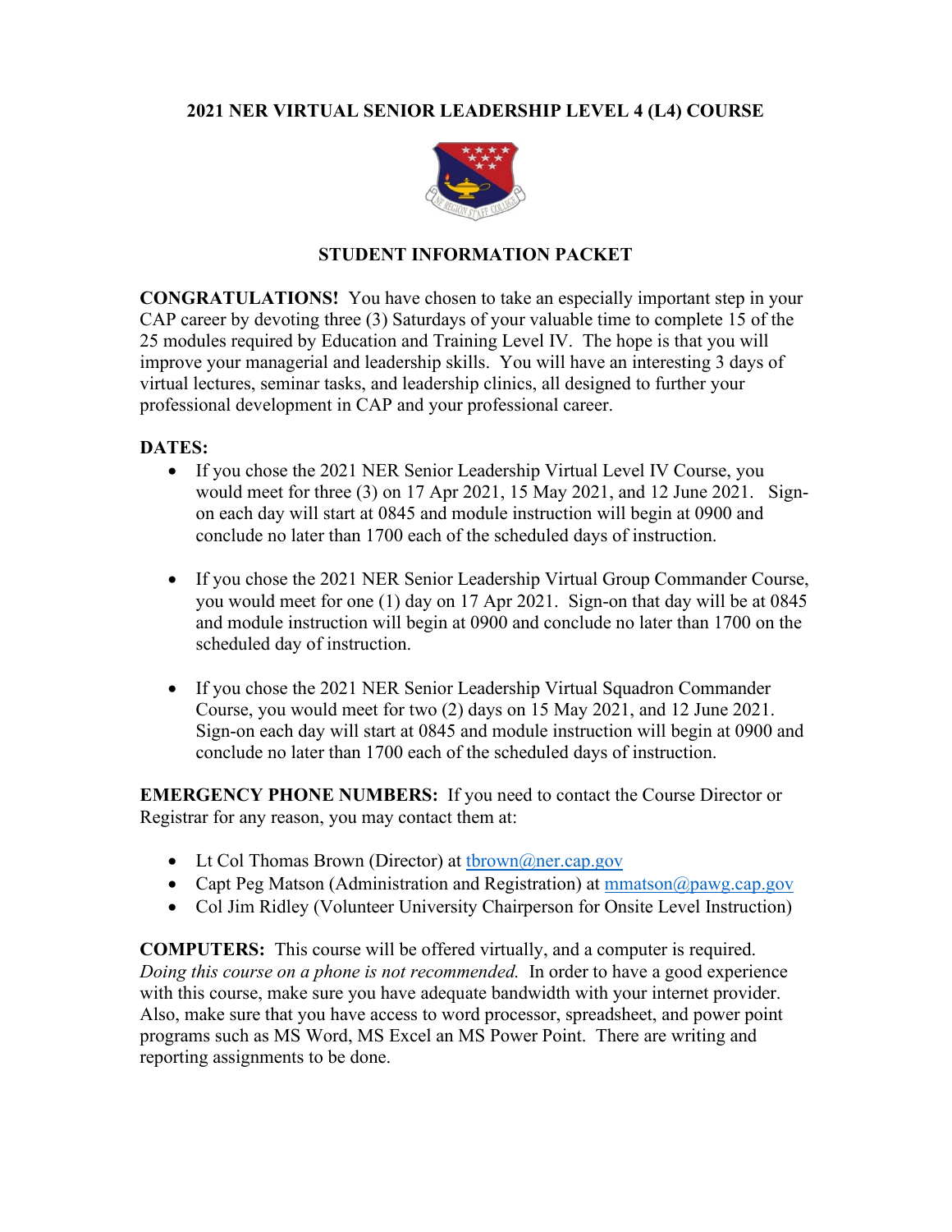# 2021 NER VIRTUAL SENIOR LEADERSHIP LEVEL 4 (L4) COURSE

## STUDENT INFORMATION PACKET

**CONGRATULATIONS!** You have chosen to take an especially important step in your CAP career by devoting three (3) Saturdays of your valuable time to complete 15 of the 25 modules required by Education and Training Level IV. The hope is that you will improve your managerial and leadership skills. You will have an interesting 3 days of virtual lectures, seminar tasks, and leadership clinics, all designed to further your professional development in CAP and your professional career.

**DATES:**

- If you chose the 2021 NER Senior Leadership Virtual Level IV Course, you would meet for three (3) on 17 Apr 2021, 15 May 2021, and 12 June 2021. Sign-on each day will start at 0845 and module instruction will begin at 0900 and conclude no later than 1700 each of the scheduled days of instruction.

- If you chose the 2021 NER Senior Leadership Virtual Group Commander Course, you would meet for one (1) day on 17 Apr 2021. Sign-on that day will be at 0845 and module instruction will begin at 0900 and conclude no later than 1700 on the scheduled day of instruction.

- If you chose the 2021 NER Senior Leadership Virtual Squadron Commander Course, you would meet for two (2) days on 15 May 2021, and 12 June 2021. Sign-on each day will start at 0845 and module instruction will begin at 0900 and conclude no later than 1700 each of the scheduled days of instruction.

**EMERGENCY PHONE NUMBERS:** If you need to contact the Course Director or Registrar for any reason, you may contact them at:

- Lt Col Thomas Brown (Director) at tbrown@ner.cap.gov
- Capt Peg Matson (Administration and Registration) at mmatson@pawg.cap.gov
- Col Jim Ridley (Volunteer University Chairperson for Onsite Level Instruction)

**COMPUTERS:** This course will be offered virtually, and a computer is required. *Doing this course on a phone is not recommended.* In order to have a good experience with this course, make sure you have adequate bandwidth with your internet provider. Also, make sure that you have access to word processor, spreadsheet, and power point programs such as MS Word, MS Excel an MS Power Point. There are writing and reporting assignments to be done.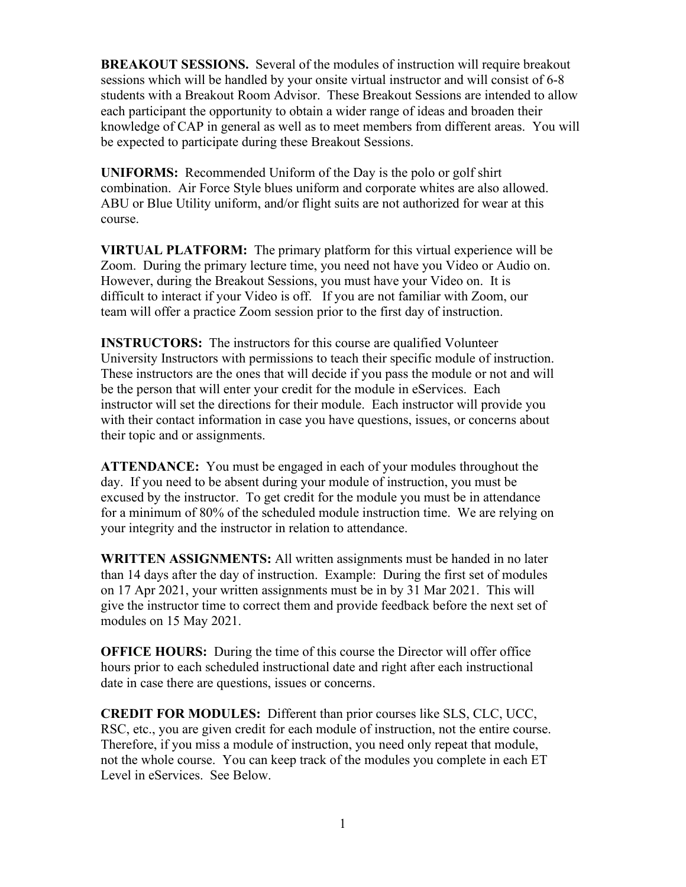**BREAKOUT SESSIONS.** Several of the modules of instruction will require breakout sessions which will be handled by your onsite virtual instructor and will consist of 6-8 students with a Breakout Room Advisor. These Breakout Sessions are intended to allow each participant the opportunity to obtain a wider range of ideas and broaden their knowledge of CAP in general as well as to meet members from different areas. You will be expected to participate during these Breakout Sessions.

**UNIFORMS:** Recommended Uniform of the Day is the polo or golf shirt combination. Air Force Style blues uniform and corporate whites are also allowed. ABU or Blue Utility uniform, and/or flight suits are not authorized for wear at this course.

**VIRTUAL PLATFORM:** The primary platform for this virtual experience will be Zoom. During the primary lecture time, you need not have you Video or Audio on. However, during the Breakout Sessions, you must have your Video on. It is difficult to interact if your Video is off. If you are not familiar with Zoom, our team will offer a practice Zoom session prior to the first day of instruction.

**INSTRUCTORS:** The instructors for this course are qualified Volunteer University Instructors with permissions to teach their specific module of instruction. These instructors are the ones that will decide if you pass the module or not and will be the person that will enter your credit for the module in eServices. Each instructor will set the directions for their module. Each instructor will provide you with their contact information in case you have questions, issues, or concerns about their topic and or assignments.

**ATTENDANCE:** You must be engaged in each of your modules throughout the day. If you need to be absent during your module of instruction, you must be excused by the instructor. To get credit for the module you must be in attendance for a minimum of 80% of the scheduled module instruction time. We are relying on your integrity and the instructor in relation to attendance.

**WRITTEN ASSIGNMENTS:** All written assignments must be handed in no later than 14 days after the day of instruction. Example: During the first set of modules on 17 Apr 2021, your written assignments must be in by 31 Mar 2021. This will give the instructor time to correct them and provide feedback before the next set of modules on 15 May 2021.

**OFFICE HOURS:** During the time of this course the Director will offer office hours prior to each scheduled instructional date and right after each instructional date in case there are questions, issues or concerns.

**CREDIT FOR MODULES:** Different than prior courses like SLS, CLC, UCC, RSC, etc., you are given credit for each module of instruction, not the entire course. Therefore, if you miss a module of instruction, you need only repeat that module, not the whole course. You can keep track of the modules you complete in each ET Level in eServices. See Below.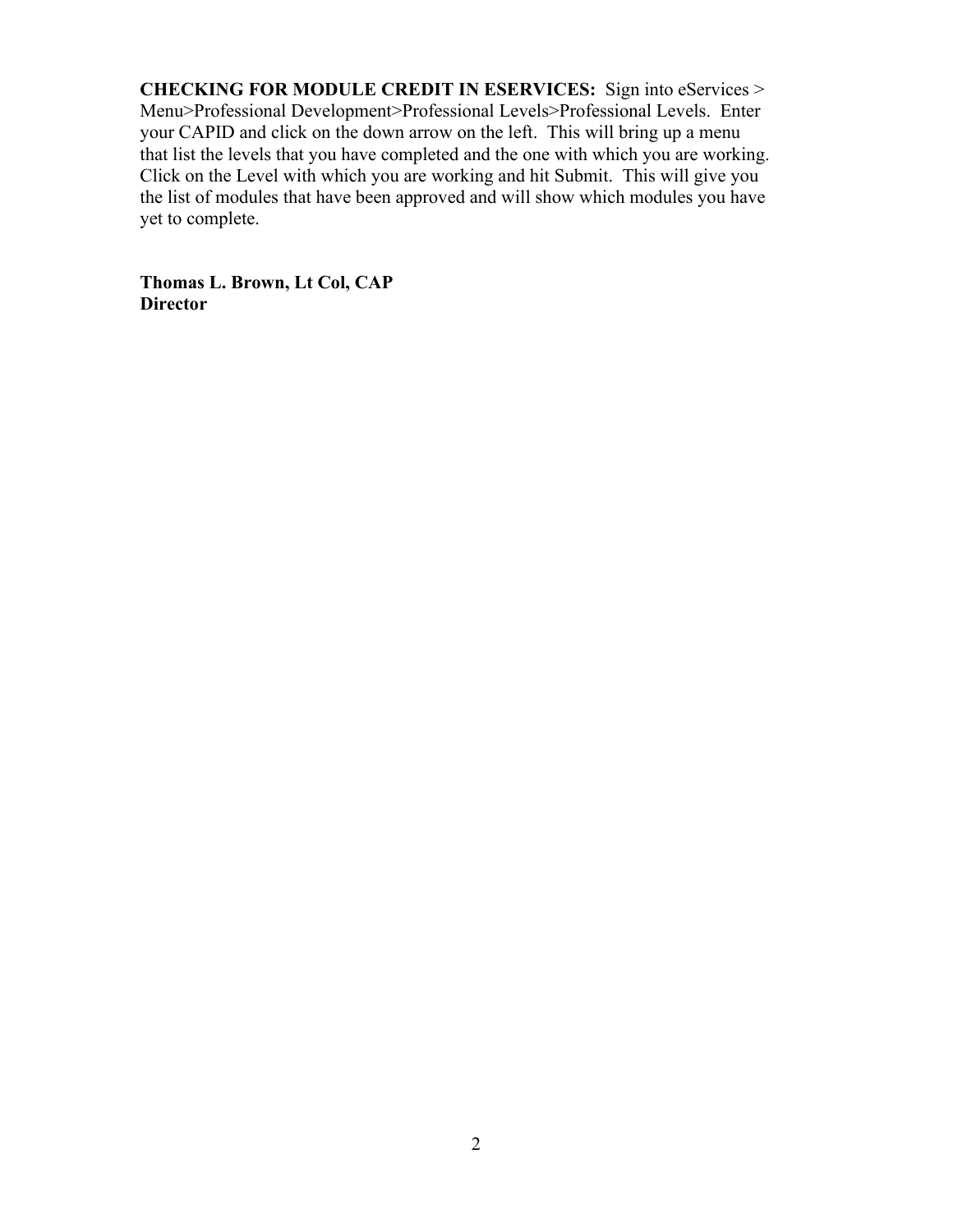**CHECKING FOR MODULE CREDIT IN ESERVICES:** Sign into eServices > Menu>Professional Development>Professional Levels>Professional Levels. Enter your CAPID and click on the down arrow on the left. This will bring up a menu that list the levels that you have completed and the one with which you are working. Click on the Level with which you are working and hit Submit. This will give you the list of modules that have been approved and will show which modules you have yet to complete.

**Thomas L. Brown, Lt Col, CAP**
**Director**